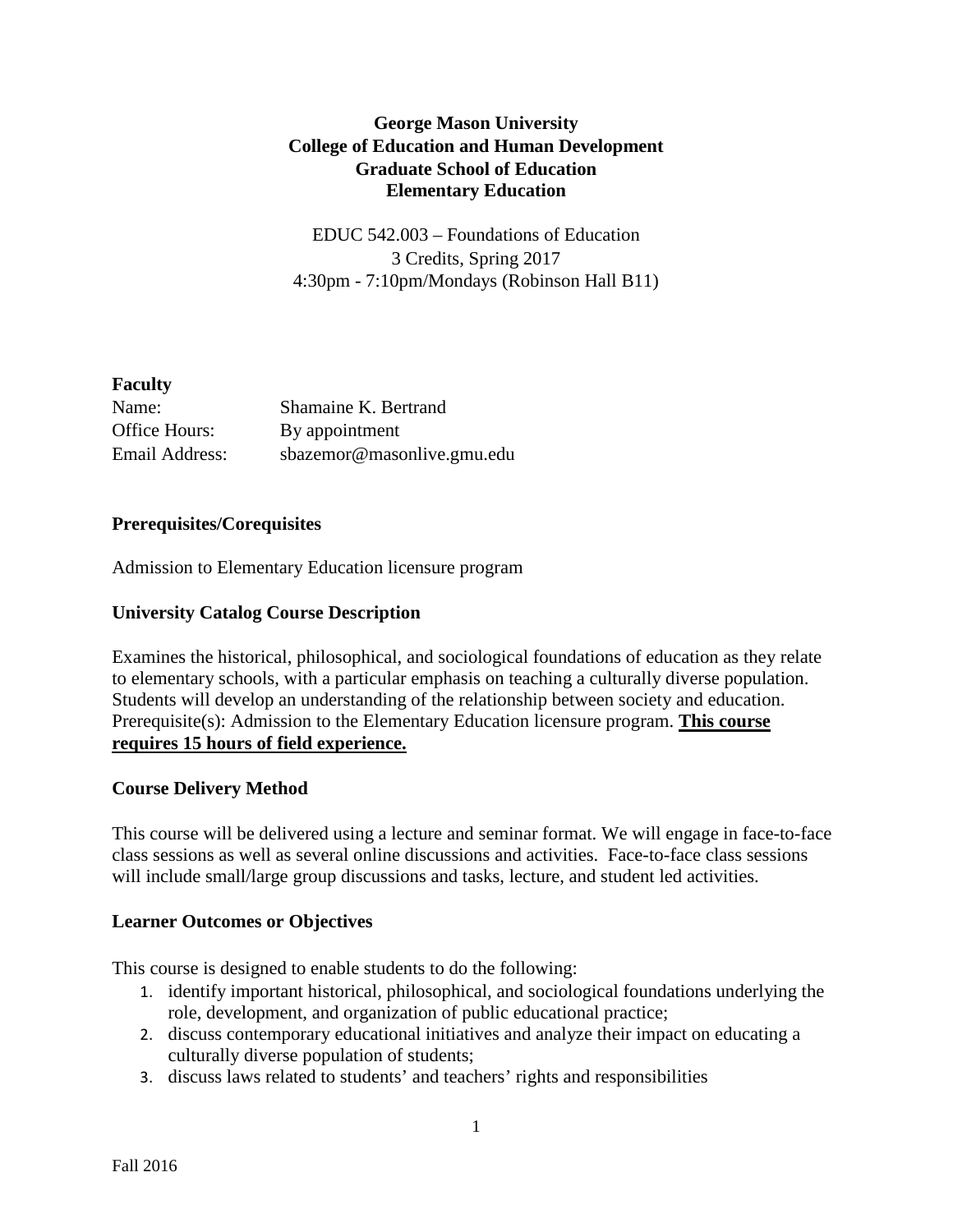# George Mason University
## College of Education and Human Development
## Graduate School of Education
## Elementary Education

EDUC 542.003 – Foundations of Education
3 Credits, Spring 2017
4:30pm - 7:10pm/Mondays (Robinson Hall B11)

### Faculty

Name: Shamaine K. Bertrand
Office Hours: By appointment
Email Address: sbazemor@masonlive.gmu.edu

### Prerequisites/Corequisites

Admission to Elementary Education licensure program

### University Catalog Course Description

Examines the historical, philosophical, and sociological foundations of education as they relate to elementary schools, with a particular emphasis on teaching a culturally diverse population. Students will develop an understanding of the relationship between society and education. Prerequisite(s): Admission to the Elementary Education licensure program. **This course requires 15 hours of field experience.**

### Course Delivery Method

This course will be delivered using a lecture and seminar format. We will engage in face-to-face class sessions as well as several online discussions and activities. Face-to-face class sessions will include small/large group discussions and tasks, lecture, and student led activities.

### Learner Outcomes or Objectives

This course is designed to enable students to do the following:

1. identify important historical, philosophical, and sociological foundations underlying the role, development, and organization of public educational practice;
2. discuss contemporary educational initiatives and analyze their impact on educating a culturally diverse population of students;
3. discuss laws related to students' and teachers' rights and responsibilities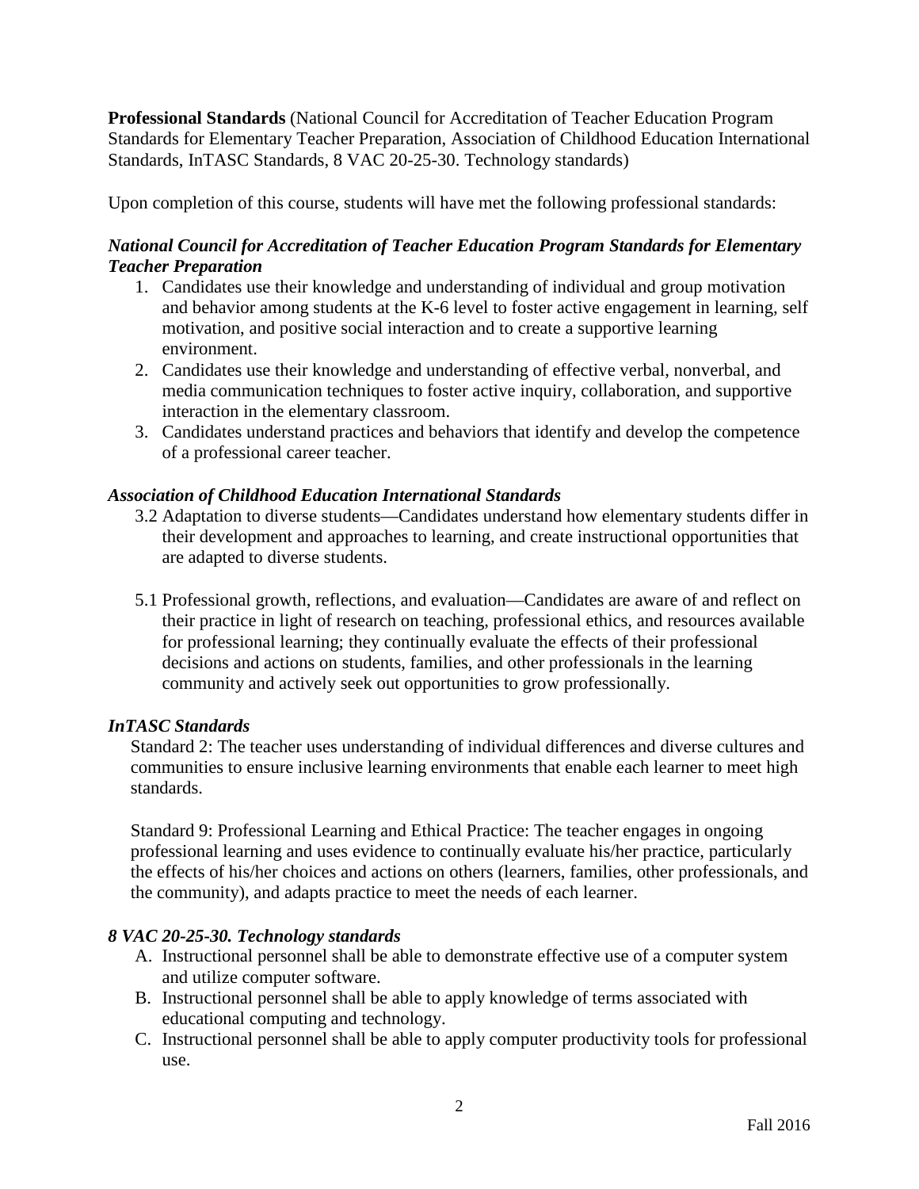**Professional Standards** (National Council for Accreditation of Teacher Education Program Standards for Elementary Teacher Preparation, Association of Childhood Education International Standards, InTASC Standards, 8 VAC 20-25-30. Technology standards)

Upon completion of this course, students will have met the following professional standards:

***National Council for Accreditation of Teacher Education Program Standards for Elementary Teacher Preparation***

1. Candidates use their knowledge and understanding of individual and group motivation and behavior among students at the K-6 level to foster active engagement in learning, self motivation, and positive social interaction and to create a supportive learning environment.
2. Candidates use their knowledge and understanding of effective verbal, nonverbal, and media communication techniques to foster active inquiry, collaboration, and supportive interaction in the elementary classroom.
3. Candidates understand practices and behaviors that identify and develop the competence of a professional career teacher.

***Association of Childhood Education International Standards***

3.2 Adaptation to diverse students—Candidates understand how elementary students differ in their development and approaches to learning, and create instructional opportunities that are adapted to diverse students.

5.1 Professional growth, reflections, and evaluation—Candidates are aware of and reflect on their practice in light of research on teaching, professional ethics, and resources available for professional learning; they continually evaluate the effects of their professional decisions and actions on students, families, and other professionals in the learning community and actively seek out opportunities to grow professionally.

***InTASC Standards***

Standard 2: The teacher uses understanding of individual differences and diverse cultures and communities to ensure inclusive learning environments that enable each learner to meet high standards.

Standard 9: Professional Learning and Ethical Practice: The teacher engages in ongoing professional learning and uses evidence to continually evaluate his/her practice, particularly the effects of his/her choices and actions on others (learners, families, other professionals, and the community), and adapts practice to meet the needs of each learner.

***8 VAC 20-25-30. Technology standards***

A. Instructional personnel shall be able to demonstrate effective use of a computer system and utilize computer software.
B. Instructional personnel shall be able to apply knowledge of terms associated with educational computing and technology.
C. Instructional personnel shall be able to apply computer productivity tools for professional use.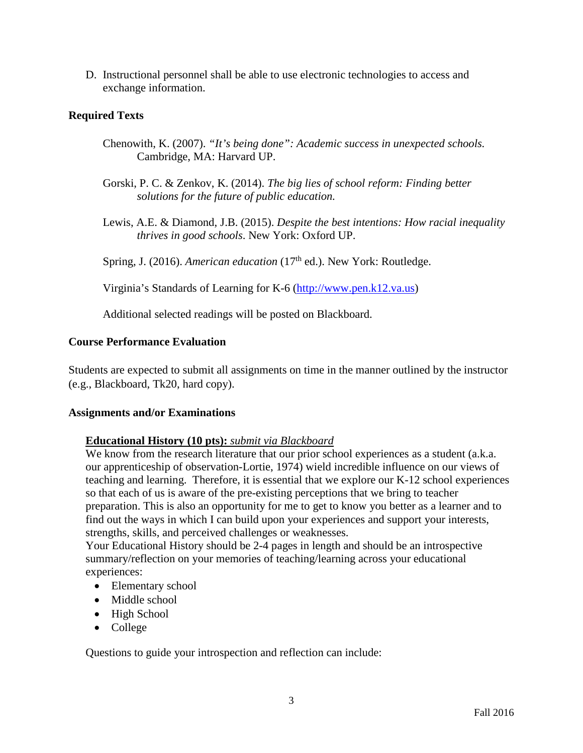D. Instructional personnel shall be able to use electronic technologies to access and exchange information.

### Required Texts

Chenowith, K. (2007). *"It's being done": Academic success in unexpected schools.* Cambridge, MA: Harvard UP.

Gorski, P. C. & Zenkov, K. (2014). *The big lies of school reform: Finding better solutions for the future of public education.*

Lewis, A.E. & Diamond, J.B. (2015). *Despite the best intentions: How racial inequality thrives in good schools*. New York: Oxford UP.

Spring, J. (2016). *American education* (17th ed.). New York: Routledge.

Virginia's Standards of Learning for K-6 (http://www.pen.k12.va.us)

Additional selected readings will be posted on Blackboard.

### Course Performance Evaluation

Students are expected to submit all assignments on time in the manner outlined by the instructor (e.g., Blackboard, Tk20, hard copy).

### Assignments and/or Examinations

**Educational History (10 pts):** *submit via Blackboard*

We know from the research literature that our prior school experiences as a student (a.k.a. our apprenticeship of observation-Lortie, 1974) wield incredible influence on our views of teaching and learning. Therefore, it is essential that we explore our K-12 school experiences so that each of us is aware of the pre-existing perceptions that we bring to teacher preparation. This is also an opportunity for me to get to know you better as a learner and to find out the ways in which I can build upon your experiences and support your interests, strengths, skills, and perceived challenges or weaknesses.

Your Educational History should be 2-4 pages in length and should be an introspective summary/reflection on your memories of teaching/learning across your educational experiences:

- Elementary school
- Middle school
- High School
- College

Questions to guide your introspection and reflection can include: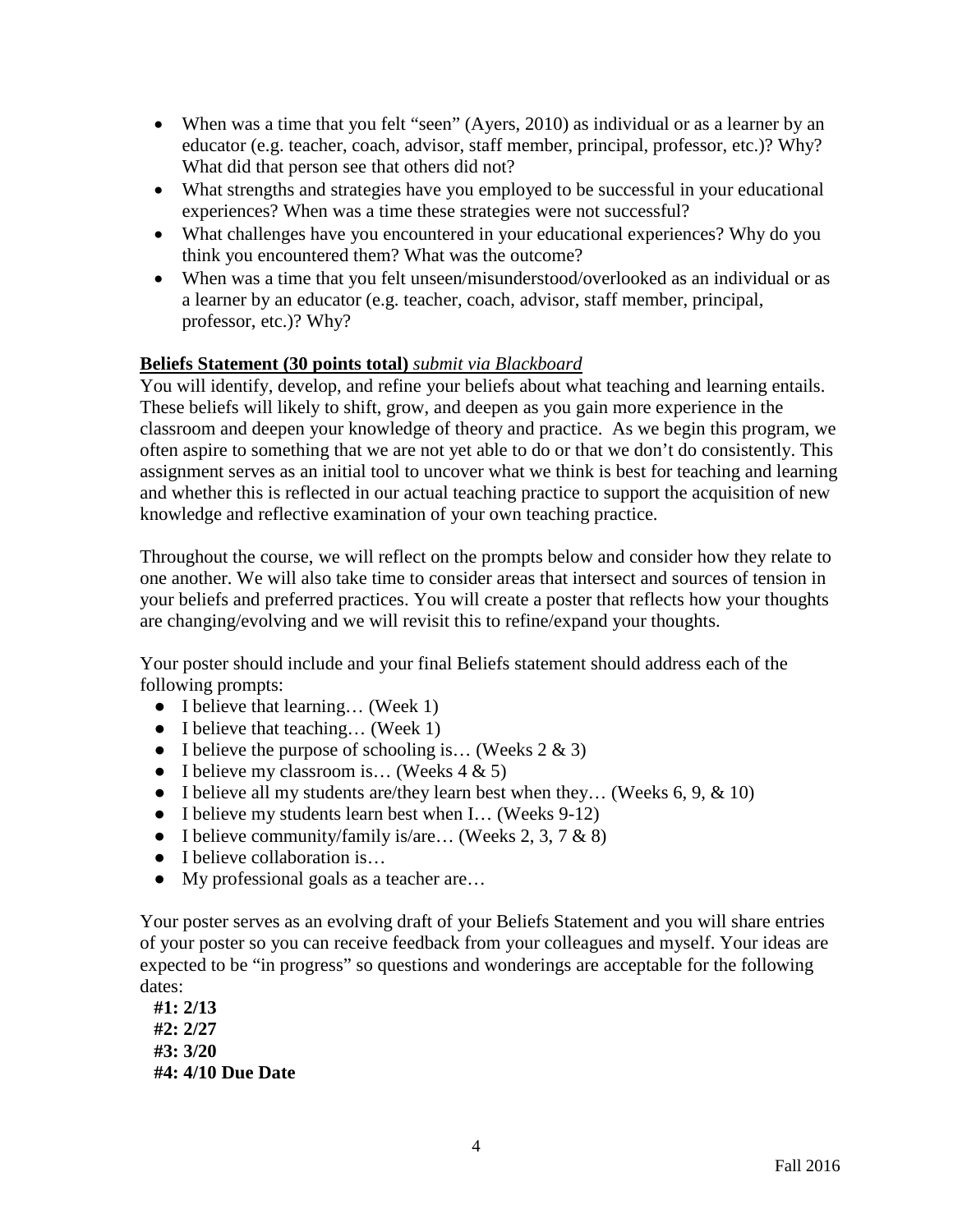- When was a time that you felt "seen" (Ayers, 2010) as individual or as a learner by an educator (e.g. teacher, coach, advisor, staff member, principal, professor, etc.)? Why? What did that person see that others did not?
- What strengths and strategies have you employed to be successful in your educational experiences? When was a time these strategies were not successful?
- What challenges have you encountered in your educational experiences? Why do you think you encountered them? What was the outcome?
- When was a time that you felt unseen/misunderstood/overlooked as an individual or as a learner by an educator (e.g. teacher, coach, advisor, staff member, principal, professor, etc.)? Why?

**Beliefs Statement (30 points total)** *submit via Blackboard*

You will identify, develop, and refine your beliefs about what teaching and learning entails. These beliefs will likely to shift, grow, and deepen as you gain more experience in the classroom and deepen your knowledge of theory and practice. As we begin this program, we often aspire to something that we are not yet able to do or that we don't do consistently. This assignment serves as an initial tool to uncover what we think is best for teaching and learning and whether this is reflected in our actual teaching practice to support the acquisition of new knowledge and reflective examination of your own teaching practice.

Throughout the course, we will reflect on the prompts below and consider how they relate to one another. We will also take time to consider areas that intersect and sources of tension in your beliefs and preferred practices. You will create a poster that reflects how your thoughts are changing/evolving and we will revisit this to refine/expand your thoughts.

Your poster should include and your final Beliefs statement should address each of the following prompts:

- I believe that learning… (Week 1)
- I believe that teaching… (Week 1)
- I believe the purpose of schooling is… (Weeks 2 & 3)
- I believe my classroom is… (Weeks 4 & 5)
- I believe all my students are/they learn best when they… (Weeks 6, 9, & 10)
- I believe my students learn best when I… (Weeks 9-12)
- I believe community/family is/are… (Weeks 2, 3, 7 & 8)
- I believe collaboration is…
- My professional goals as a teacher are…

Your poster serves as an evolving draft of your Beliefs Statement and you will share entries of your poster so you can receive feedback from your colleagues and myself. Your ideas are expected to be "in progress" so questions and wonderings are acceptable for the following dates:

**#1: 2/13**
**#2: 2/27**
**#3: 3/20**
**#4: 4/10 Due Date**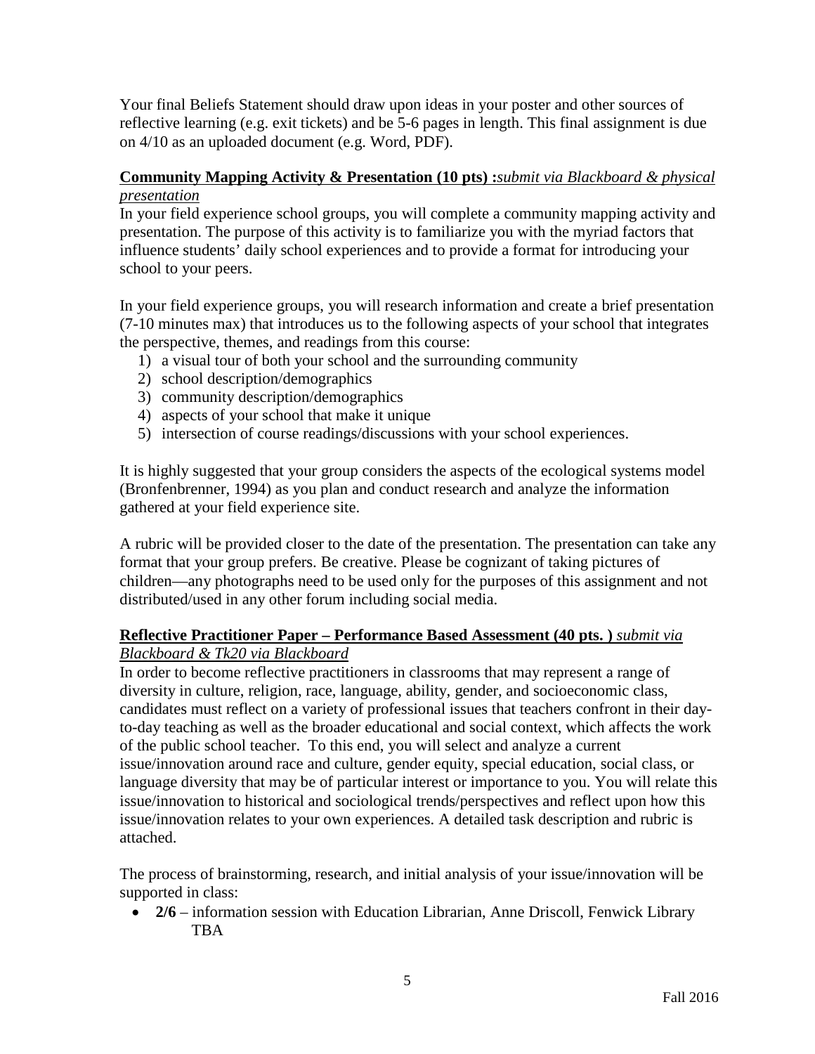Your final Beliefs Statement should draw upon ideas in your poster and other sources of reflective learning (e.g. exit tickets) and be 5-6 pages in length. This final assignment is due on 4/10 as an uploaded document (e.g. Word, PDF).

**Community Mapping Activity & Presentation (10 pts) :***submit via Blackboard & physical presentation*

In your field experience school groups, you will complete a community mapping activity and presentation. The purpose of this activity is to familiarize you with the myriad factors that influence students' daily school experiences and to provide a format for introducing your school to your peers.

In your field experience groups, you will research information and create a brief presentation (7-10 minutes max) that introduces us to the following aspects of your school that integrates the perspective, themes, and readings from this course:

1) a visual tour of both your school and the surrounding community
2) school description/demographics
3) community description/demographics
4) aspects of your school that make it unique
5) intersection of course readings/discussions with your school experiences.

It is highly suggested that your group considers the aspects of the ecological systems model (Bronfenbrenner, 1994) as you plan and conduct research and analyze the information gathered at your field experience site.

A rubric will be provided closer to the date of the presentation. The presentation can take any format that your group prefers. Be creative. Please be cognizant of taking pictures of children—any photographs need to be used only for the purposes of this assignment and not distributed/used in any other forum including social media.

**Reflective Practitioner Paper – Performance Based Assessment (40 pts. )** *submit via Blackboard & Tk20 via Blackboard*

In order to become reflective practitioners in classrooms that may represent a range of diversity in culture, religion, race, language, ability, gender, and socioeconomic class, candidates must reflect on a variety of professional issues that teachers confront in their day-to-day teaching as well as the broader educational and social context, which affects the work of the public school teacher. To this end, you will select and analyze a current issue/innovation around race and culture, gender equity, special education, social class, or language diversity that may be of particular interest or importance to you. You will relate this issue/innovation to historical and sociological trends/perspectives and reflect upon how this issue/innovation relates to your own experiences. A detailed task description and rubric is attached.

The process of brainstorming, research, and initial analysis of your issue/innovation will be supported in class:

- **2/6** – information session with Education Librarian, Anne Driscoll, Fenwick Library TBA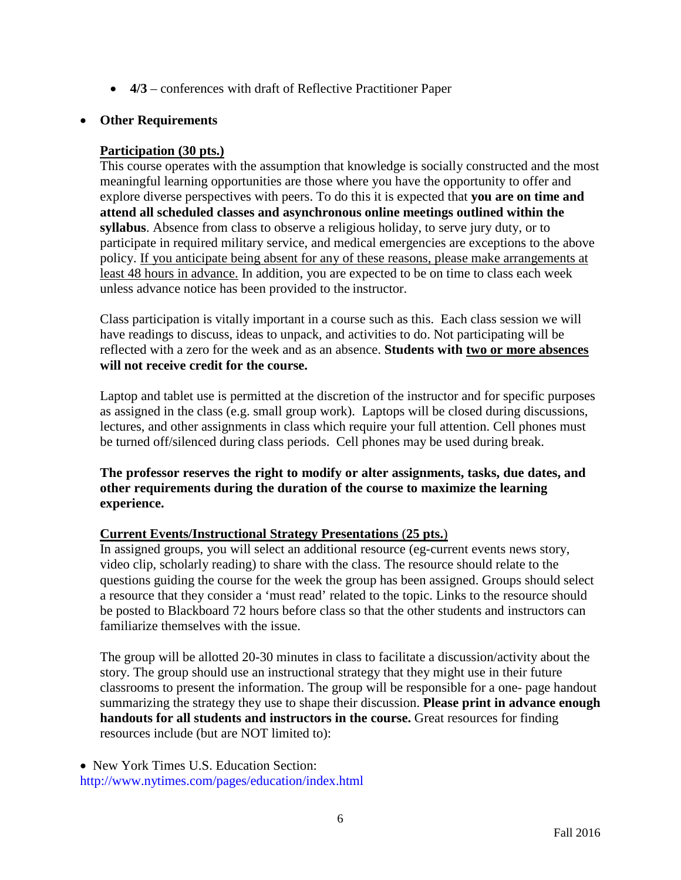- **4/3** – conferences with draft of Reflective Practitioner Paper

- **Other Requirements**

  **Participation (30 pts.)**
  This course operates with the assumption that knowledge is socially constructed and the most meaningful learning opportunities are those where you have the opportunity to offer and explore diverse perspectives with peers. To do this it is expected that **you are on time and attend all scheduled classes and asynchronous online meetings outlined within the syllabus**. Absence from class to observe a religious holiday, to serve jury duty, or to participate in required military service, and medical emergencies are exceptions to the above policy. If you anticipate being absent for any of these reasons, please make arrangements at least 48 hours in advance. In addition, you are expected to be on time to class each week unless advance notice has been provided to the instructor.

  Class participation is vitally important in a course such as this. Each class session we will have readings to discuss, ideas to unpack, and activities to do. Not participating will be reflected with a zero for the week and as an absence. **Students with two or more absences will not receive credit for the course.**

  Laptop and tablet use is permitted at the discretion of the instructor and for specific purposes as assigned in the class (e.g. small group work). Laptops will be closed during discussions, lectures, and other assignments in class which require your full attention. Cell phones must be turned off/silenced during class periods. Cell phones may be used during break.

  **The professor reserves the right to modify or alter assignments, tasks, due dates, and other requirements during the duration of the course to maximize the learning experience.**

  **Current Events/Instructional Strategy Presentations (25 pts.)**
  In assigned groups, you will select an additional resource (eg-current events news story, video clip, scholarly reading) to share with the class. The resource should relate to the questions guiding the course for the week the group has been assigned. Groups should select a resource that they consider a 'must read' related to the topic. Links to the resource should be posted to Blackboard 72 hours before class so that the other students and instructors can familiarize themselves with the issue.

  The group will be allotted 20-30 minutes in class to facilitate a discussion/activity about the story. The group should use an instructional strategy that they might use in their future classrooms to present the information. The group will be responsible for a one- page handout summarizing the strategy they use to shape their discussion. **Please print in advance enough handouts for all students and instructors in the course.** Great resources for finding resources include (but are NOT limited to):

- New York Times U.S. Education Section: http://www.nytimes.com/pages/education/index.html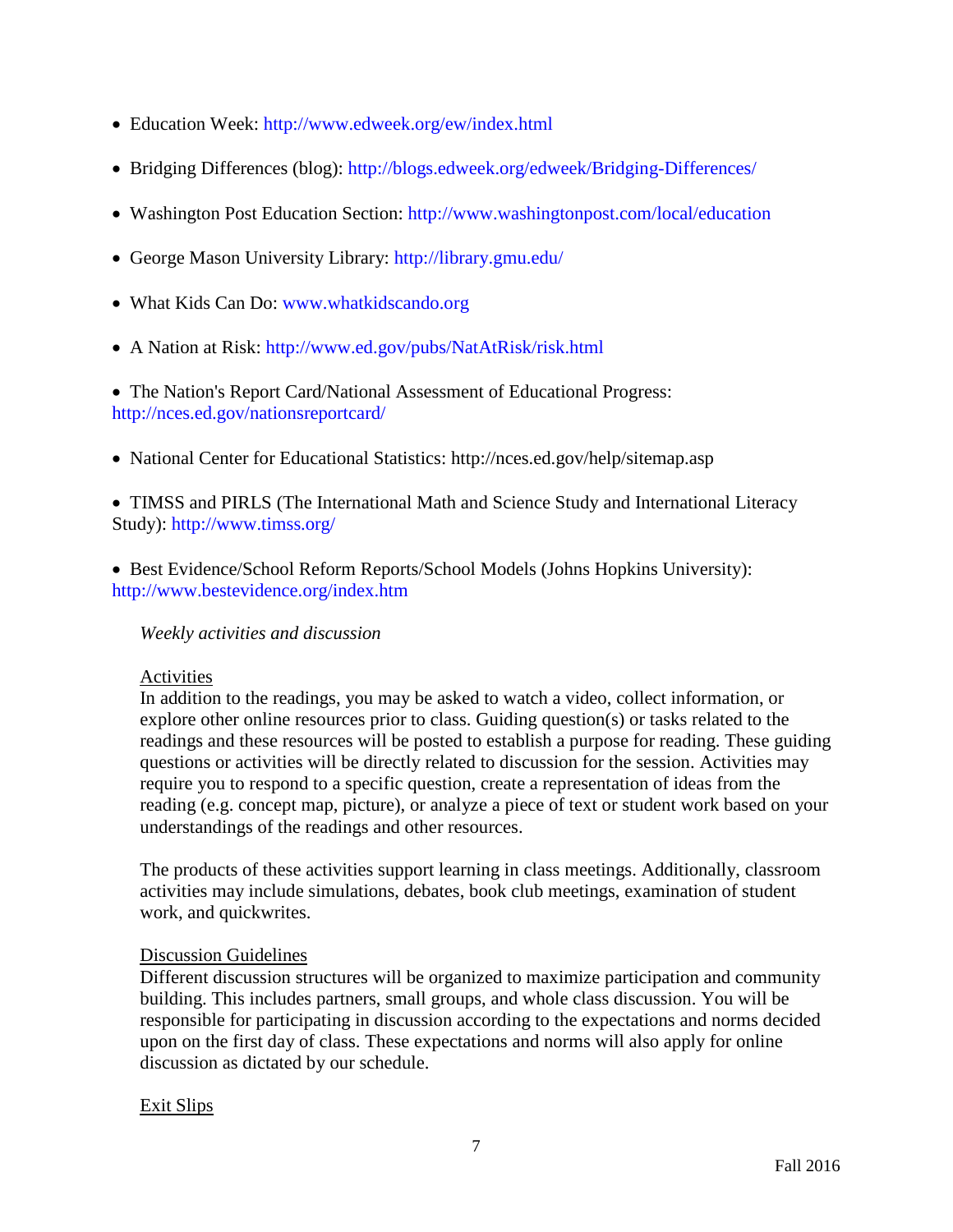- Education Week: http://www.edweek.org/ew/index.html
- Bridging Differences (blog): http://blogs.edweek.org/edweek/Bridging-Differences/
- Washington Post Education Section: http://www.washingtonpost.com/local/education
- George Mason University Library: http://library.gmu.edu/
- What Kids Can Do: www.whatkidscando.org
- A Nation at Risk: http://www.ed.gov/pubs/NatAtRisk/risk.html
- The Nation's Report Card/National Assessment of Educational Progress: http://nces.ed.gov/nationsreportcard/
- National Center for Educational Statistics: http://nces.ed.gov/help/sitemap.asp
- TIMSS and PIRLS (The International Math and Science Study and International Literacy Study): http://www.timss.org/
- Best Evidence/School Reform Reports/School Models (Johns Hopkins University): http://www.bestevidence.org/index.htm

*Weekly activities and discussion*

Activities

In addition to the readings, you may be asked to watch a video, collect information, or explore other online resources prior to class. Guiding question(s) or tasks related to the readings and these resources will be posted to establish a purpose for reading. These guiding questions or activities will be directly related to discussion for the session. Activities may require you to respond to a specific question, create a representation of ideas from the reading (e.g. concept map, picture), or analyze a piece of text or student work based on your understandings of the readings and other resources.

The products of these activities support learning in class meetings. Additionally, classroom activities may include simulations, debates, book club meetings, examination of student work, and quickwrites.

Discussion Guidelines

Different discussion structures will be organized to maximize participation and community building. This includes partners, small groups, and whole class discussion. You will be responsible for participating in discussion according to the expectations and norms decided upon on the first day of class. These expectations and norms will also apply for online discussion as dictated by our schedule.

Exit Slips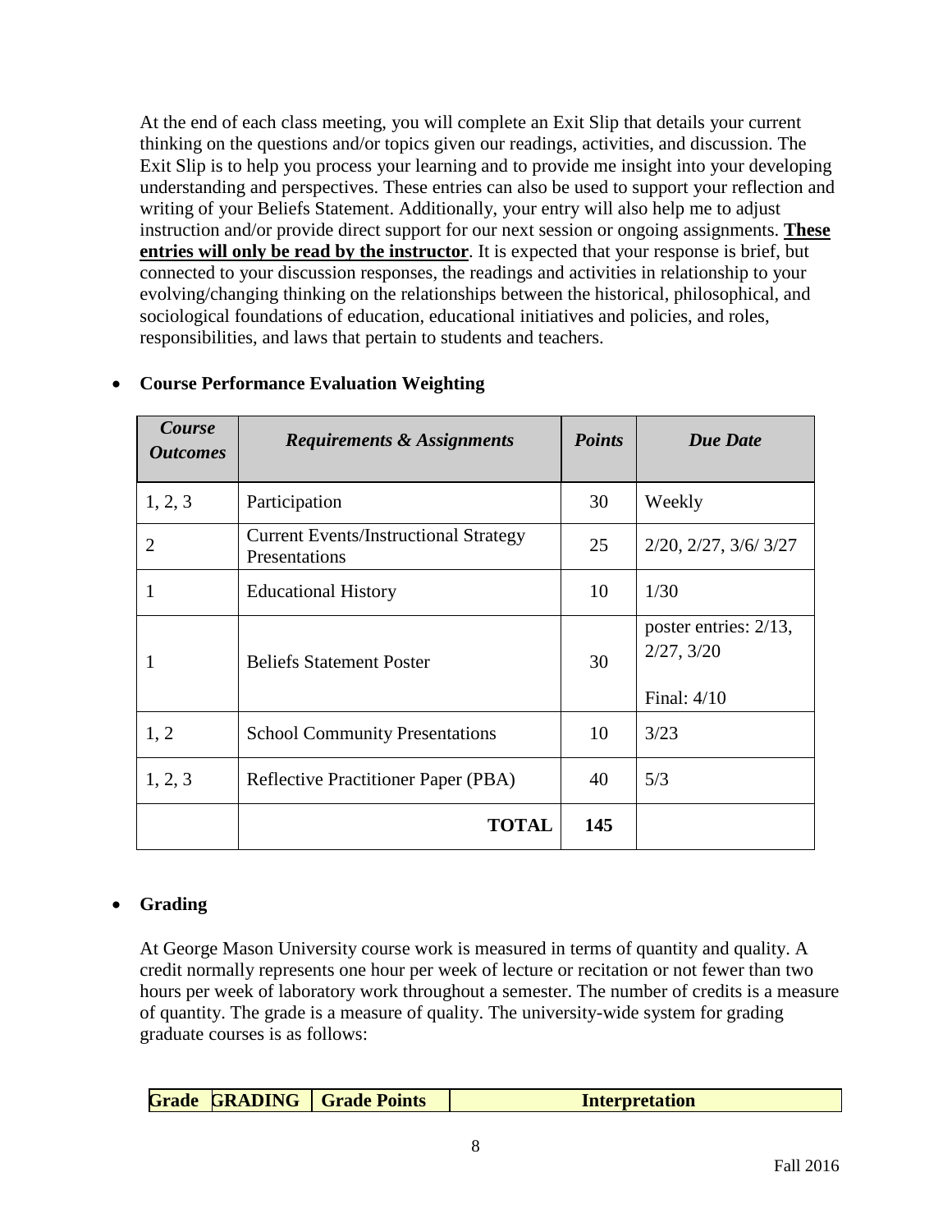At the end of each class meeting, you will complete an Exit Slip that details your current thinking on the questions and/or topics given our readings, activities, and discussion. The Exit Slip is to help you process your learning and to provide me insight into your developing understanding and perspectives. These entries can also be used to support your reflection and writing of your Beliefs Statement. Additionally, your entry will also help me to adjust instruction and/or provide direct support for our next session or ongoing assignments. **<u>These entries will only be read by the instructor</u>**. It is expected that your response is brief, but connected to your discussion responses, the readings and activities in relationship to your evolving/changing thinking on the relationships between the historical, philosophical, and sociological foundations of education, educational initiatives and policies, and roles, responsibilities, and laws that pertain to students and teachers.

- **Course Performance Evaluation Weighting**

| ***Course Outcomes*** | ***Requirements & Assignments*** | ***Points*** | ***Due Date*** |
|---|---|---|---|
| 1, 2, 3 | Participation | 30 | Weekly |
| 2 | Current Events/Instructional Strategy Presentations | 25 | 2/20, 2/27, 3/6/ 3/27 |
| 1 | Educational History | 10 | 1/30 |
| 1 | Beliefs Statement Poster | 30 | poster entries: 2/13, 2/27, 3/20<br><br>Final: 4/10 |
| 1, 2 | School Community Presentations | 10 | 3/23 |
| 1, 2, 3 | Reflective Practitioner Paper (PBA) | 40 | 5/3 |
| | **TOTAL** | **145** | |

- **Grading**

At George Mason University course work is measured in terms of quantity and quality. A credit normally represents one hour per week of lecture or recitation or not fewer than two hours per week of laboratory work throughout a semester. The number of credits is a measure of quantity. The grade is a measure of quality. The university-wide system for grading graduate courses is as follows:

| Grade | GRADING | Grade Points | Interpretation |
|---|---|---|---|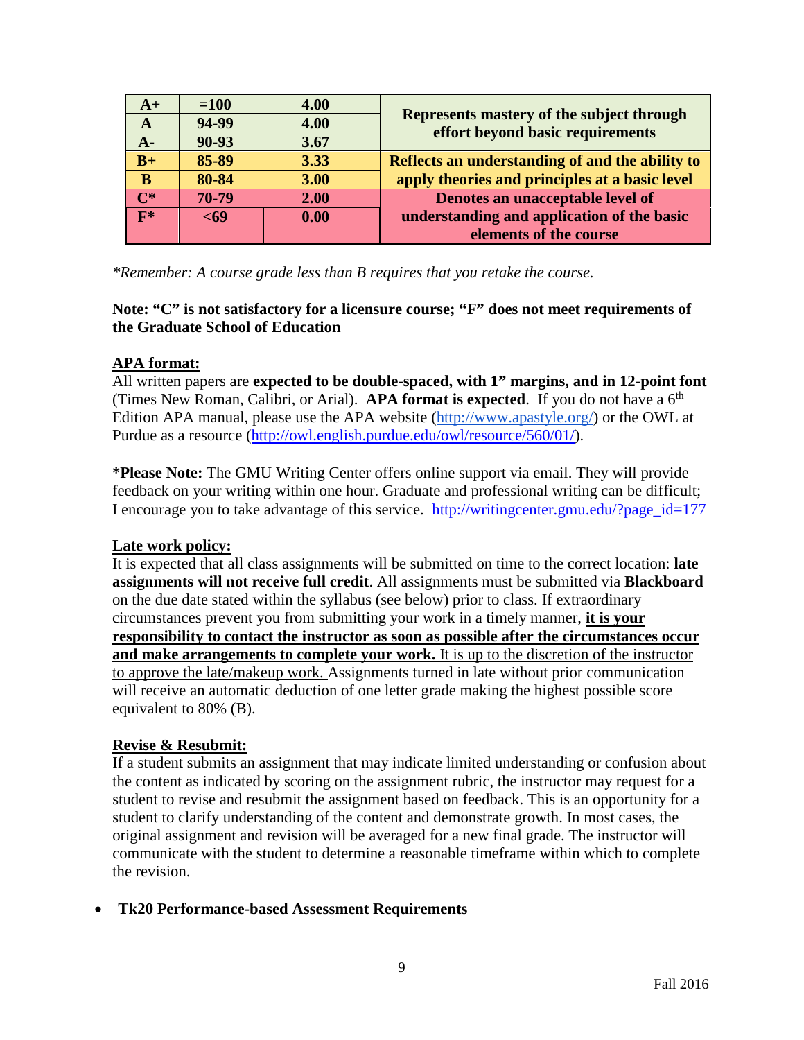| A+ | =100 | 4.00 | Represents mastery of the subject through effort beyond basic requirements |
|---|---|---|---|
| A | 94-99 | 4.00 | |
| A- | 90-93 | 3.67 | |
| B+ | 85-89 | 3.33 | Reflects an understanding of and the ability to apply theories and principles at a basic level |
| B | 80-84 | 3.00 | |
| C* | 70-79 | 2.00 | Denotes an unacceptable level of understanding and application of the basic elements of the course |
| F* | <69 | 0.00 | |

*\*Remember: A course grade less than B requires that you retake the course.*

**Note: "C" is not satisfactory for a licensure course; "F" does not meet requirements of the Graduate School of Education**

**APA format:**

All written papers are **expected to be double-spaced, with 1" margins, and in 12-point font** (Times New Roman, Calibri, or Arial). **APA format is expected**. If you do not have a 6th Edition APA manual, please use the APA website (http://www.apastyle.org/) or the OWL at Purdue as a resource (http://owl.english.purdue.edu/owl/resource/560/01/).

**\*Please Note:** The GMU Writing Center offers online support via email. They will provide feedback on your writing within one hour. Graduate and professional writing can be difficult; I encourage you to take advantage of this service. http://writingcenter.gmu.edu/?page_id=177

**Late work policy:**

It is expected that all class assignments will be submitted on time to the correct location: **late assignments will not receive full credit**. All assignments must be submitted via **Blackboard** on the due date stated within the syllabus (see below) prior to class. If extraordinary circumstances prevent you from submitting your work in a timely manner, **it is your responsibility to contact the instructor as soon as possible after the circumstances occur and make arrangements to complete your work.** It is up to the discretion of the instructor to approve the late/makeup work. Assignments turned in late without prior communication will receive an automatic deduction of one letter grade making the highest possible score equivalent to 80% (B).

**Revise & Resubmit:**

If a student submits an assignment that may indicate limited understanding or confusion about the content as indicated by scoring on the assignment rubric, the instructor may request for a student to revise and resubmit the assignment based on feedback. This is an opportunity for a student to clarify understanding of the content and demonstrate growth. In most cases, the original assignment and revision will be averaged for a new final grade. The instructor will communicate with the student to determine a reasonable timeframe within which to complete the revision.

- **Tk20 Performance-based Assessment Requirements**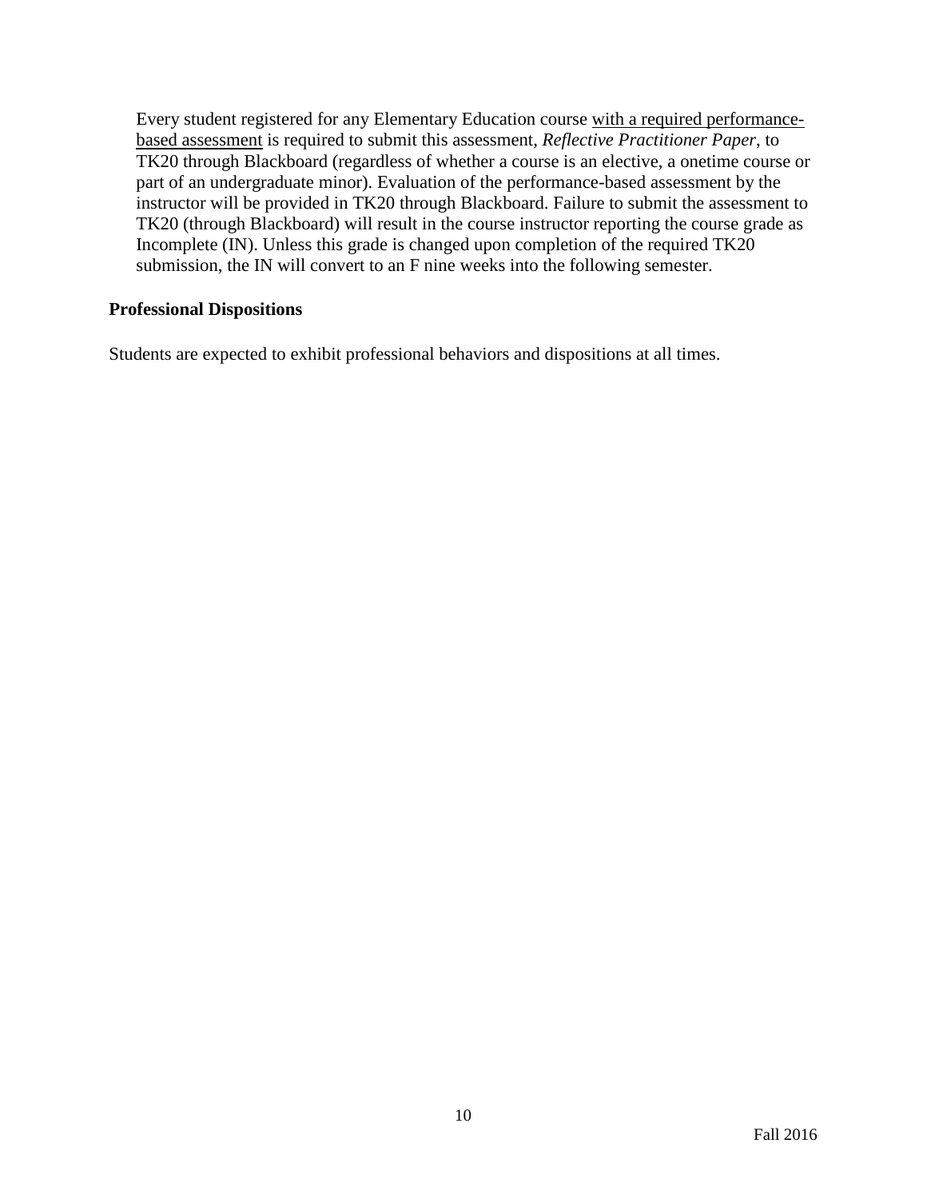Every student registered for any Elementary Education course <u>with a required performance-based assessment</u> is required to submit this assessment, *Reflective Practitioner Paper*, to TK20 through Blackboard (regardless of whether a course is an elective, a onetime course or part of an undergraduate minor). Evaluation of the performance-based assessment by the instructor will be provided in TK20 through Blackboard. Failure to submit the assessment to TK20 (through Blackboard) will result in the course instructor reporting the course grade as Incomplete (IN). Unless this grade is changed upon completion of the required TK20 submission, the IN will convert to an F nine weeks into the following semester.

**Professional Dispositions**

Students are expected to exhibit professional behaviors and dispositions at all times.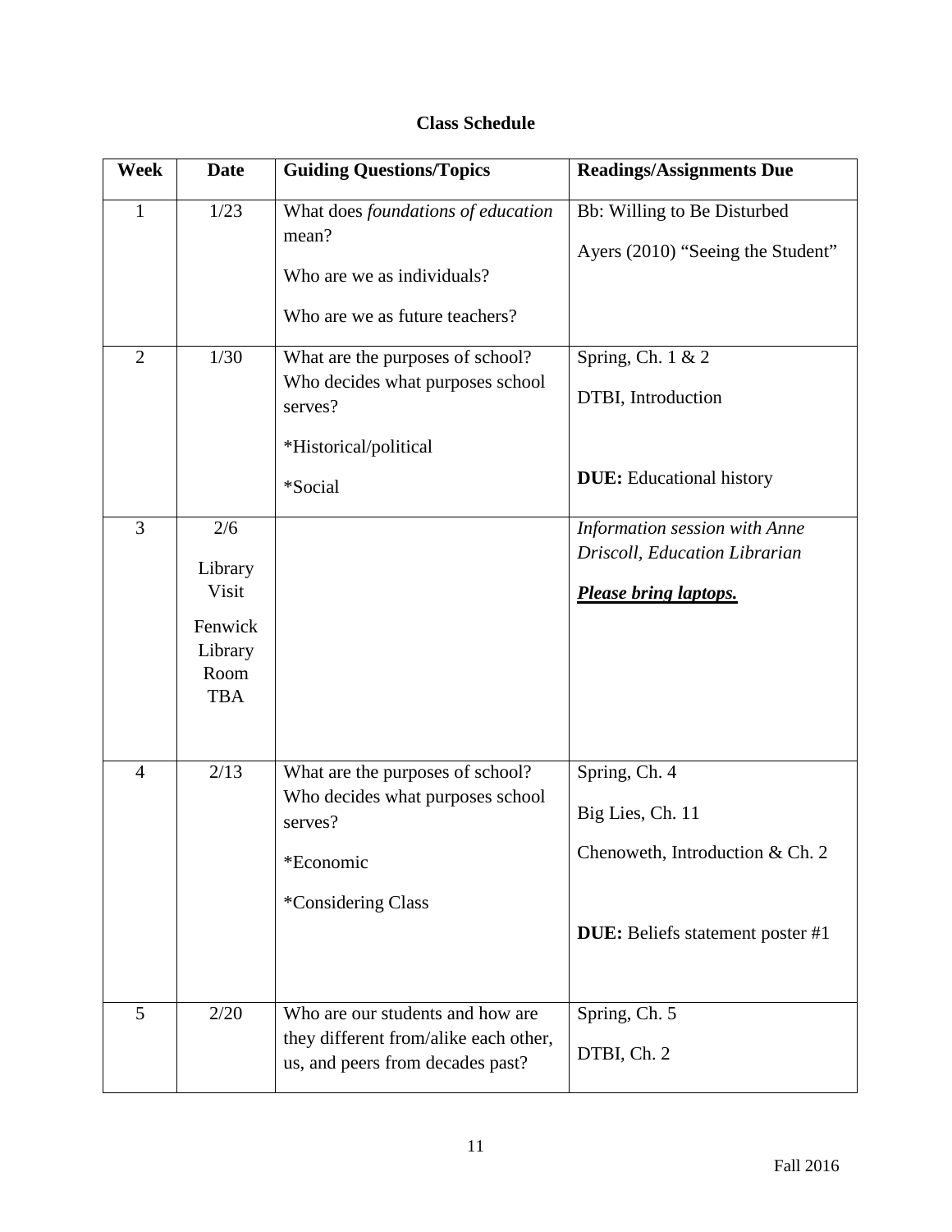**Class Schedule**

| Week | Date | Guiding Questions/Topics | Readings/Assignments Due |
|---|---|---|---|
| 1 | 1/23 | What does *foundations of education* mean?<br>Who are we as individuals?<br>Who are we as future teachers? | Bb: Willing to Be Disturbed<br>Ayers (2010) "Seeing the Student" |
| 2 | 1/30 | What are the purposes of school? Who decides what purposes school serves?<br>*Historical/political<br>*Social | Spring, Ch. 1 & 2<br>DTBI, Introduction<br>**DUE:** Educational history |
| 3 | 2/6<br>Library Visit<br>Fenwick Library Room TBA | | *Information session with Anne Driscoll, Education Librarian*<br>***Please bring laptops.*** |
| 4 | 2/13 | What are the purposes of school? Who decides what purposes school serves?<br>*Economic<br>*Considering Class | Spring, Ch. 4<br>Big Lies, Ch. 11<br>Chenoweth, Introduction & Ch. 2<br>**DUE:** Beliefs statement poster #1 |
| 5 | 2/20 | Who are our students and how are they different from/alike each other, us, and peers from decades past? | Spring, Ch. 5<br>DTBI, Ch. 2 |

Fall 2016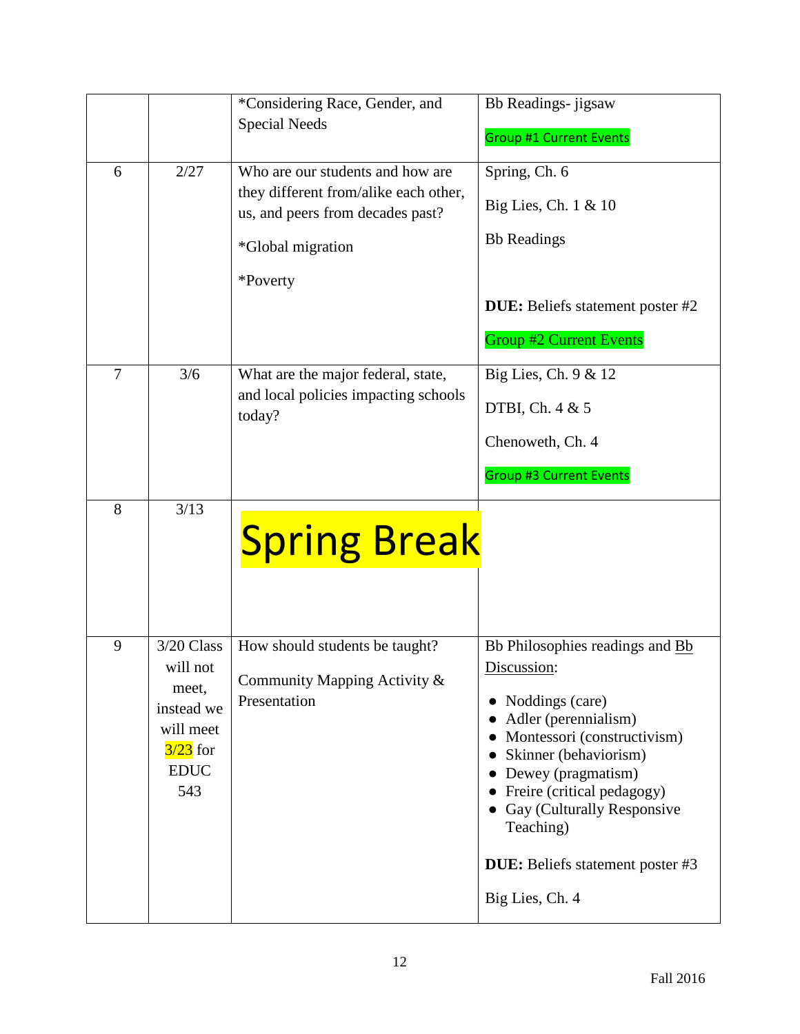| | | | |
|---|---|---|---|
| | | *Considering Race, Gender, and Special Needs | Bb Readings- jigsaw<br><br>Group #1 Current Events |
| 6 | 2/27 | Who are our students and how are they different from/alike each other, us, and peers from decades past?<br><br>*Global migration<br><br>*Poverty | Spring, Ch. 6<br><br>Big Lies, Ch. 1 & 10<br><br>Bb Readings<br><br>**DUE:** Beliefs statement poster #2<br><br>Group #2 Current Events |
| 7 | 3/6 | What are the major federal, state, and local policies impacting schools today? | Big Lies, Ch. 9 & 12<br><br>DTBI, Ch. 4 & 5<br><br>Chenoweth, Ch. 4<br><br>Group #3 Current Events |
| 8 | 3/13 | Spring Break | |
| 9 | 3/20 Class will not meet, instead we will meet 3/23 for EDUC 543 | How should students be taught?<br><br>Community Mapping Activity & Presentation | Bb Philosophies readings and Bb Discussion:<br><br>• Noddings (care)<br>• Adler (perennialism)<br>• Montessori (constructivism)<br>• Skinner (behaviorism)<br>• Dewey (pragmatism)<br>• Freire (critical pedagogy)<br>• Gay (Culturally Responsive Teaching)<br><br>**DUE:** Beliefs statement poster #3<br><br>Big Lies, Ch. 4 |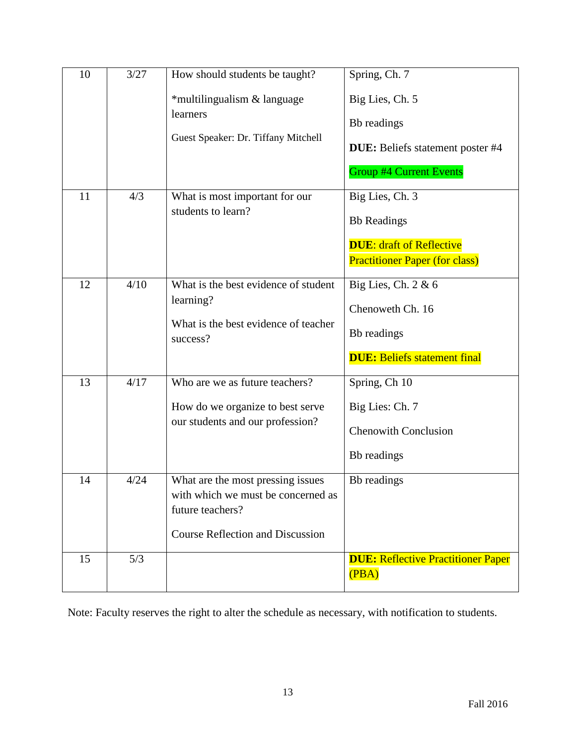| 10 | 3/27 | How should students be taught?<br><br>*multilingualism & language learners<br><br>Guest Speaker: Dr. Tiffany Mitchell | Spring, Ch. 7<br><br>Big Lies, Ch. 5<br><br>Bb readings<br><br>**DUE:** Beliefs statement poster #4<br><br>Group #4 Current Events |
|---|---|---|---|
| 11 | 4/3 | What is most important for our students to learn? | Big Lies, Ch. 3<br><br>Bb Readings<br><br>**DUE**: draft of Reflective Practitioner Paper (for class) |
| 12 | 4/10 | What is the best evidence of student learning?<br><br>What is the best evidence of teacher success? | Big Lies, Ch. 2 & 6<br><br>Chenoweth Ch. 16<br><br>Bb readings<br><br>**DUE:** Beliefs statement final |
| 13 | 4/17 | Who are we as future teachers?<br><br>How do we organize to best serve our students and our profession? | Spring, Ch 10<br><br>Big Lies: Ch. 7<br><br>Chenowith Conclusion<br><br>Bb readings |
| 14 | 4/24 | What are the most pressing issues with which we must be concerned as future teachers?<br><br>Course Reflection and Discussion | Bb readings |
| 15 | 5/3 | | **DUE:** Reflective Practitioner Paper (PBA) |

Note: Faculty reserves the right to alter the schedule as necessary, with notification to students.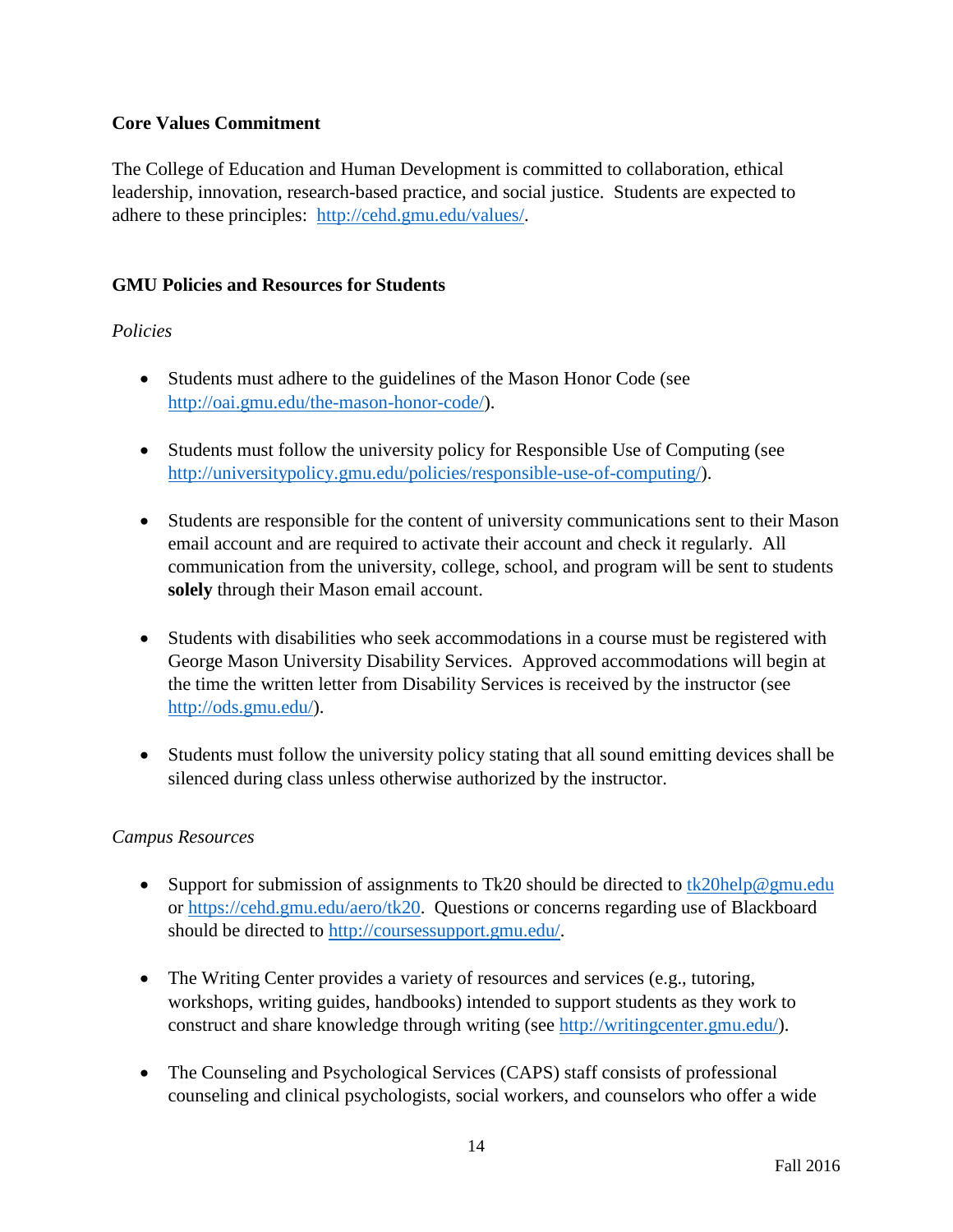**Core Values Commitment**

The College of Education and Human Development is committed to collaboration, ethical leadership, innovation, research-based practice, and social justice. Students are expected to adhere to these principles: http://cehd.gmu.edu/values/.

**GMU Policies and Resources for Students**

*Policies*

- Students must adhere to the guidelines of the Mason Honor Code (see http://oai.gmu.edu/the-mason-honor-code/).

- Students must follow the university policy for Responsible Use of Computing (see http://universitypolicy.gmu.edu/policies/responsible-use-of-computing/).

- Students are responsible for the content of university communications sent to their Mason email account and are required to activate their account and check it regularly. All communication from the university, college, school, and program will be sent to students **solely** through their Mason email account.

- Students with disabilities who seek accommodations in a course must be registered with George Mason University Disability Services. Approved accommodations will begin at the time the written letter from Disability Services is received by the instructor (see http://ods.gmu.edu/).

- Students must follow the university policy stating that all sound emitting devices shall be silenced during class unless otherwise authorized by the instructor.

*Campus Resources*

- Support for submission of assignments to Tk20 should be directed to tk20help@gmu.edu or https://cehd.gmu.edu/aero/tk20. Questions or concerns regarding use of Blackboard should be directed to http://coursessupport.gmu.edu/.

- The Writing Center provides a variety of resources and services (e.g., tutoring, workshops, writing guides, handbooks) intended to support students as they work to construct and share knowledge through writing (see http://writingcenter.gmu.edu/).

- The Counseling and Psychological Services (CAPS) staff consists of professional counseling and clinical psychologists, social workers, and counselors who offer a wide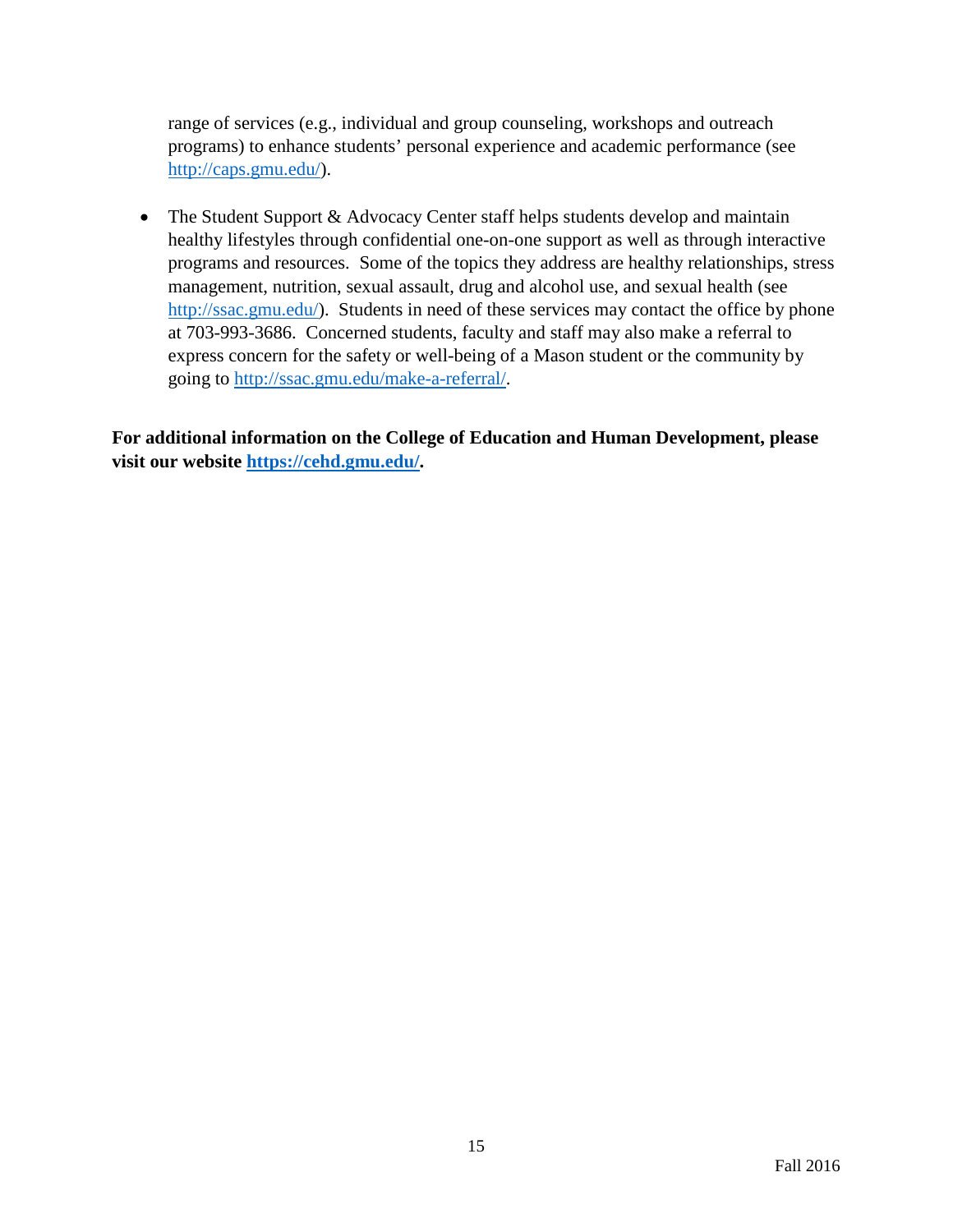range of services (e.g., individual and group counseling, workshops and outreach programs) to enhance students' personal experience and academic performance (see http://caps.gmu.edu/).

- The Student Support & Advocacy Center staff helps students develop and maintain healthy lifestyles through confidential one-on-one support as well as through interactive programs and resources. Some of the topics they address are healthy relationships, stress management, nutrition, sexual assault, drug and alcohol use, and sexual health (see http://ssac.gmu.edu/). Students in need of these services may contact the office by phone at 703-993-3686. Concerned students, faculty and staff may also make a referral to express concern for the safety or well-being of a Mason student or the community by going to http://ssac.gmu.edu/make-a-referral/.

**For additional information on the College of Education and Human Development, please visit our website https://cehd.gmu.edu/.**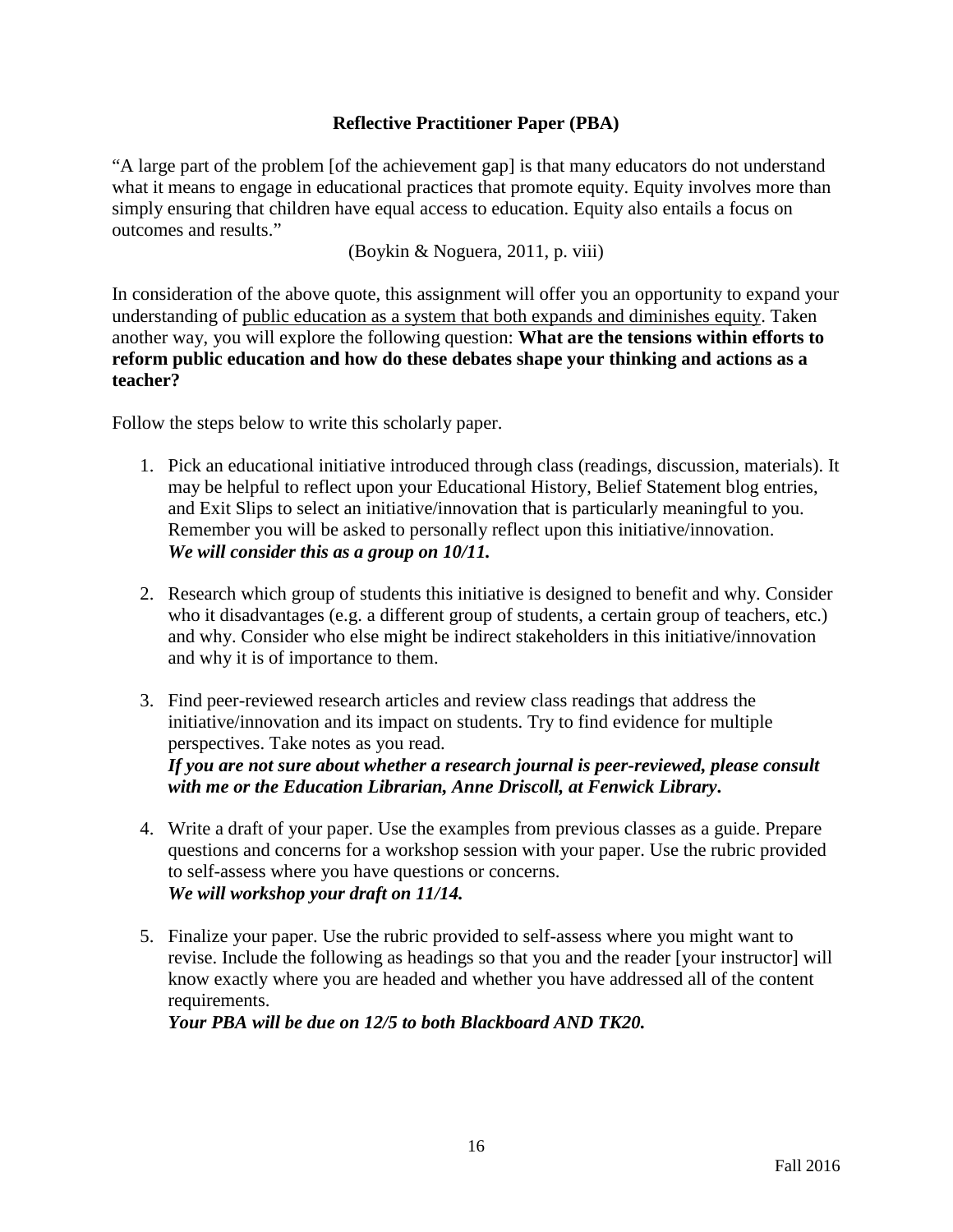## Reflective Practitioner Paper (PBA)

"A large part of the problem [of the achievement gap] is that many educators do not understand what it means to engage in educational practices that promote equity. Equity involves more than simply ensuring that children have equal access to education. Equity also entails a focus on outcomes and results."

(Boykin & Noguera, 2011, p. viii)

In consideration of the above quote, this assignment will offer you an opportunity to expand your understanding of <u>public education as a system that both expands and diminishes equity</u>. Taken another way, you will explore the following question: **What are the tensions within efforts to reform public education and how do these debates shape your thinking and actions as a teacher?**

Follow the steps below to write this scholarly paper.

1. Pick an educational initiative introduced through class (readings, discussion, materials). It may be helpful to reflect upon your Educational History, Belief Statement blog entries, and Exit Slips to select an initiative/innovation that is particularly meaningful to you. Remember you will be asked to personally reflect upon this initiative/innovation.
   ***We will consider this as a group on 10/11.***

2. Research which group of students this initiative is designed to benefit and why. Consider who it disadvantages (e.g. a different group of students, a certain group of teachers, etc.) and why. Consider who else might be indirect stakeholders in this initiative/innovation and why it is of importance to them.

3. Find peer-reviewed research articles and review class readings that address the initiative/innovation and its impact on students. Try to find evidence for multiple perspectives. Take notes as you read.
   ***If you are not sure about whether a research journal is peer-reviewed, please consult with me or the Education Librarian, Anne Driscoll, at Fenwick Library.***

4. Write a draft of your paper. Use the examples from previous classes as a guide. Prepare questions and concerns for a workshop session with your paper. Use the rubric provided to self-assess where you have questions or concerns.
   ***We will workshop your draft on 11/14.***

5. Finalize your paper. Use the rubric provided to self-assess where you might want to revise. Include the following as headings so that you and the reader [your instructor] will know exactly where you are headed and whether you have addressed all of the content requirements.
   ***Your PBA will be due on 12/5 to both Blackboard AND TK20.***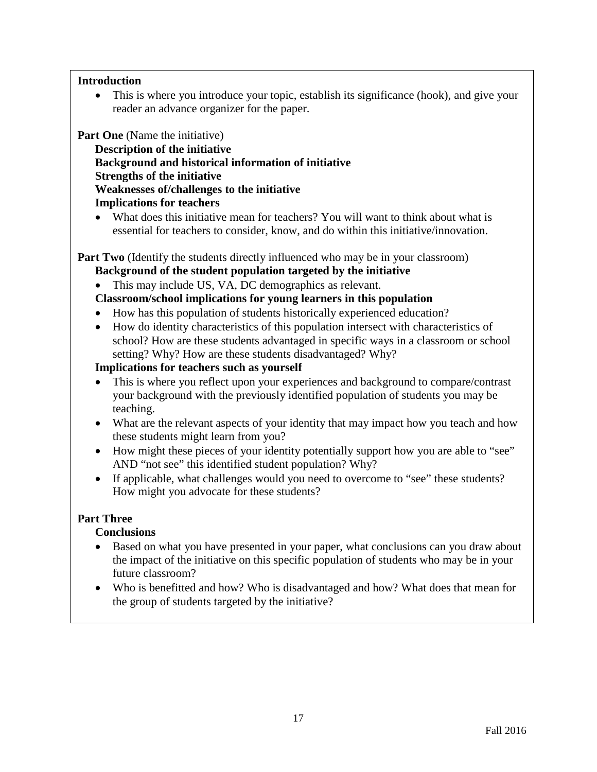**Introduction**

- This is where you introduce your topic, establish its significance (hook), and give your reader an advance organizer for the paper.

**Part One** (Name the initiative)

**Description of the initiative**

**Background and historical information of initiative**

**Strengths of the initiative**

**Weaknesses of/challenges to the initiative**

**Implications for teachers**

- What does this initiative mean for teachers? You will want to think about what is essential for teachers to consider, know, and do within this initiative/innovation.

**Part Two** (Identify the students directly influenced who may be in your classroom)

**Background of the student population targeted by the initiative**

- This may include US, VA, DC demographics as relevant.

**Classroom/school implications for young learners in this population**

- How has this population of students historically experienced education?
- How do identity characteristics of this population intersect with characteristics of school? How are these students advantaged in specific ways in a classroom or school setting? Why? How are these students disadvantaged? Why?

**Implications for teachers such as yourself**

- This is where you reflect upon your experiences and background to compare/contrast your background with the previously identified population of students you may be teaching.
- What are the relevant aspects of your identity that may impact how you teach and how these students might learn from you?
- How might these pieces of your identity potentially support how you are able to "see" AND "not see" this identified student population? Why?
- If applicable, what challenges would you need to overcome to "see" these students? How might you advocate for these students?

**Part Three**

**Conclusions**

- Based on what you have presented in your paper, what conclusions can you draw about the impact of the initiative on this specific population of students who may be in your future classroom?
- Who is benefitted and how? Who is disadvantaged and how? What does that mean for the group of students targeted by the initiative?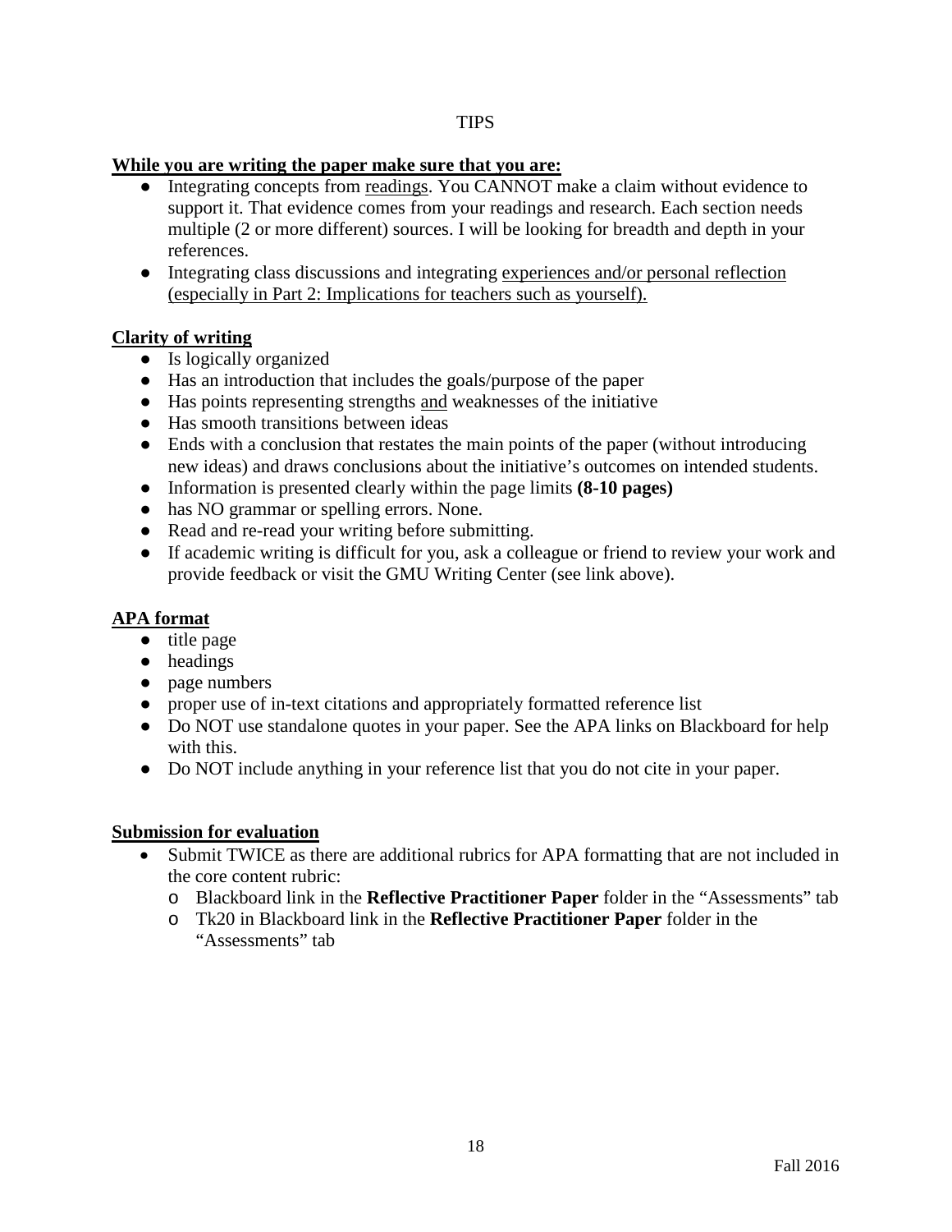# TIPS

**While you are writing the paper make sure that you are:**

- Integrating concepts from readings. You CANNOT make a claim without evidence to support it. That evidence comes from your readings and research. Each section needs multiple (2 or more different) sources. I will be looking for breadth and depth in your references.
- Integrating class discussions and integrating experiences and/or personal reflection (especially in Part 2: Implications for teachers such as yourself).

**Clarity of writing**

- Is logically organized
- Has an introduction that includes the goals/purpose of the paper
- Has points representing strengths and weaknesses of the initiative
- Has smooth transitions between ideas
- Ends with a conclusion that restates the main points of the paper (without introducing new ideas) and draws conclusions about the initiative's outcomes on intended students.
- Information is presented clearly within the page limits **(8-10 pages)**
- has NO grammar or spelling errors. None.
- Read and re-read your writing before submitting.
- If academic writing is difficult for you, ask a colleague or friend to review your work and provide feedback or visit the GMU Writing Center (see link above).

**APA format**

- title page
- headings
- page numbers
- proper use of in-text citations and appropriately formatted reference list
- Do NOT use standalone quotes in your paper. See the APA links on Blackboard for help with this.
- Do NOT include anything in your reference list that you do not cite in your paper.

**Submission for evaluation**

- Submit TWICE as there are additional rubrics for APA formatting that are not included in the core content rubric:
  - Blackboard link in the **Reflective Practitioner Paper** folder in the "Assessments" tab
  - Tk20 in Blackboard link in the **Reflective Practitioner Paper** folder in the "Assessments" tab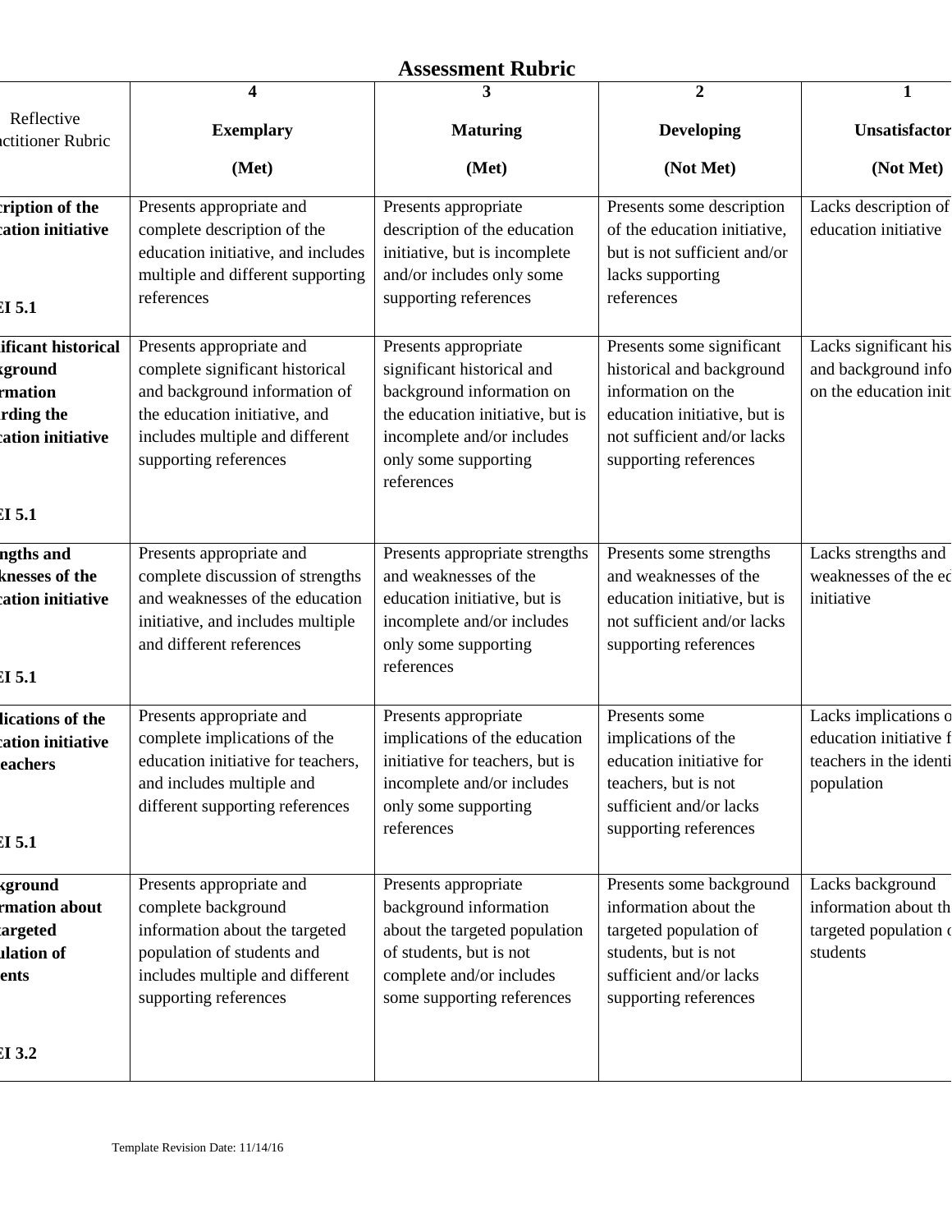## Assessment Rubric

| Reflective Practitioner Rubric | 4 Exemplary (Met) | 3 Maturing (Met) | 2 Developing (Not Met) | 1 Unsatisfactory (Not Met) |
|---|---|---|---|---|
| **Description of the education initiative** **EI 5.1** | Presents appropriate and complete description of the education initiative, and includes multiple and different supporting references | Presents appropriate description of the education initiative, but is incomplete and/or includes only some supporting references | Presents some description of the education initiative, but is not sufficient and/or lacks supporting references | Lacks description of education initiative |
| **Significant historical background information regarding the education initiative** **EI 5.1** | Presents appropriate and complete significant historical and background information of the education initiative, and includes multiple and different supporting references | Presents appropriate significant historical and background information on the education initiative, but is incomplete and/or includes only some supporting references | Presents some significant historical and background information on the education initiative, but is not sufficient and/or lacks supporting references | Lacks significant historical and background information on the education initiative |
| **Strengths and weaknesses of the education initiative** **EI 5.1** | Presents appropriate and complete discussion of strengths and weaknesses of the education initiative, and includes multiple and different references | Presents appropriate strengths and weaknesses of the education initiative, but is incomplete and/or includes only some supporting references | Presents some strengths and weaknesses of the education initiative, but is not sufficient and/or lacks supporting references | Lacks strengths and weaknesses of the education initiative |
| **Implications of the education initiative for teachers** **EI 5.1** | Presents appropriate and complete implications of the education initiative for teachers, and includes multiple and different supporting references | Presents appropriate implications of the education initiative for teachers, but is incomplete and/or includes only some supporting references | Presents some implications of the education initiative for teachers, but is not sufficient and/or lacks supporting references | Lacks implications of the education initiative for teachers in the identified population |
| **Background information about the targeted population of students** **EI 3.2** | Presents appropriate and complete background information about the targeted population of students and includes multiple and different supporting references | Presents appropriate background information about the targeted population of students, but is not complete and/or includes some supporting references | Presents some background information about the targeted population of students, but is not sufficient and/or lacks supporting references | Lacks background information about the targeted population of students |

Template Revision Date: 11/14/16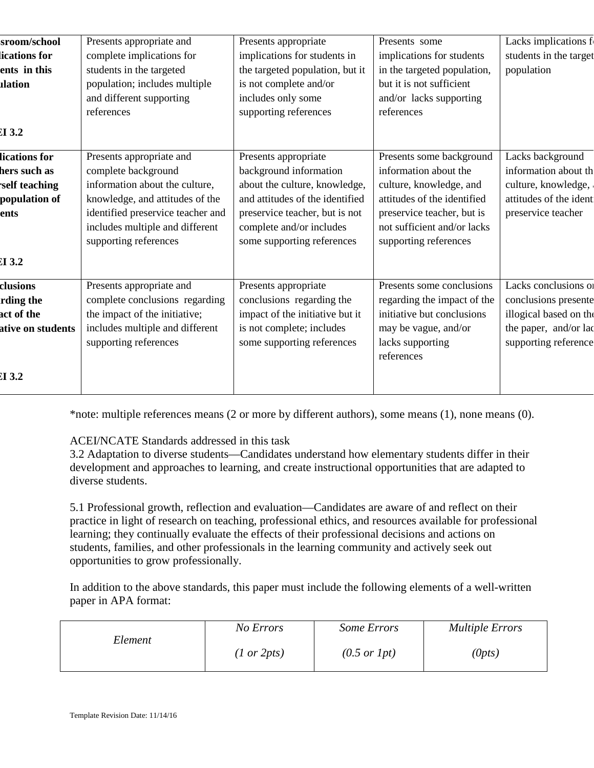| ssroom/school lications for ents in this ulation<br><br>EI 3.2 | Presents appropriate and complete implications for students in the targeted population; includes multiple and different supporting references | Presents appropriate implications for students in the targeted population, but it is not complete and/or includes only some supporting references | Presents some implications for students in the targeted population, but it is not sufficient and/or lacks supporting references | Lacks implications fo students in the target population |
|---|---|---|---|---|
| lications for hers such as rself teaching population of ents<br><br>EI 3.2 | Presents appropriate and complete background information about the culture, knowledge, and attitudes of the identified preservice teacher and includes multiple and different supporting references | Presents appropriate background information about the culture, knowledge, and attitudes of the identified preservice teacher, but is not complete and/or includes some supporting references | Presents some background information about the culture, knowledge, and attitudes of the identified preservice teacher, but is not sufficient and/or lacks supporting references | Lacks background information about th culture, knowledge, attitudes of the identi preservice teacher |
| clusions rding the act of the ative on students<br><br>EI 3.2 | Presents appropriate and complete conclusions regarding the impact of the initiative; includes multiple and different supporting references | Presents appropriate conclusions regarding the impact of the initiative but it is not complete; includes some supporting references | Presents some conclusions regarding the impact of the initiative but conclusions may be vague, and/or lacks supporting references | Lacks conclusions or conclusions presente illogical based on the the paper, and/or lac supporting reference |

*note: multiple references means (2 or more by different authors), some means (1), none means (0).

ACEI/NCATE Standards addressed in this task

3.2 Adaptation to diverse students—Candidates understand how elementary students differ in their development and approaches to learning, and create instructional opportunities that are adapted to diverse students.

5.1 Professional growth, reflection and evaluation—Candidates are aware of and reflect on their practice in light of research on teaching, professional ethics, and resources available for professional learning; they continually evaluate the effects of their professional decisions and actions on students, families, and other professionals in the learning community and actively seek out opportunities to grow professionally.

In addition to the above standards, this paper must include the following elements of a well-written paper in APA format:

| *Element* | *No Errors*<br><br>*(1 or 2pts)* | *Some Errors*<br><br>*(0.5 or 1pt)* | *Multiple Errors*<br><br>*(0pts)* |
|---|---|---|---|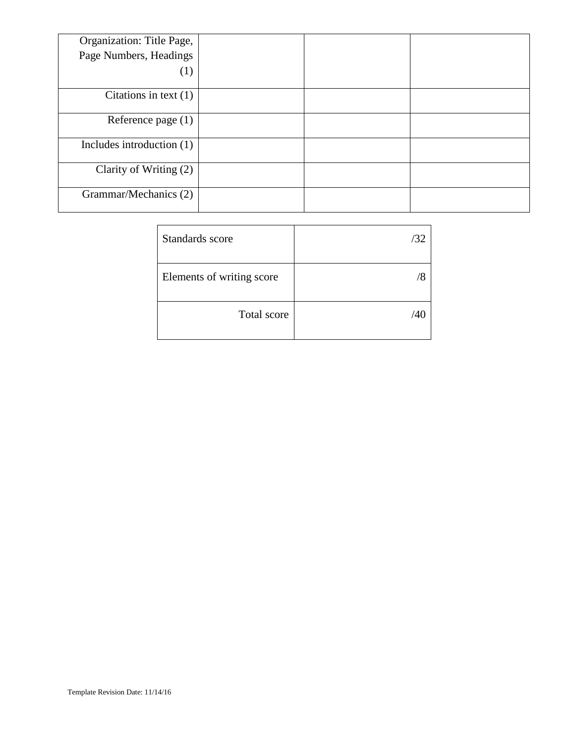| | | | |
|---|---|---|---|
| Organization: Title Page, Page Numbers, Headings (1) | | | |
| Citations in text (1) | | | |
| Reference page (1) | | | |
| Includes introduction (1) | | | |
| Clarity of Writing (2) | | | |
| Grammar/Mechanics (2) | | | |

| | |
|---|---|
| Standards score | /32 |
| Elements of writing score | /8 |
| Total score | /40 |

Template Revision Date: 11/14/16